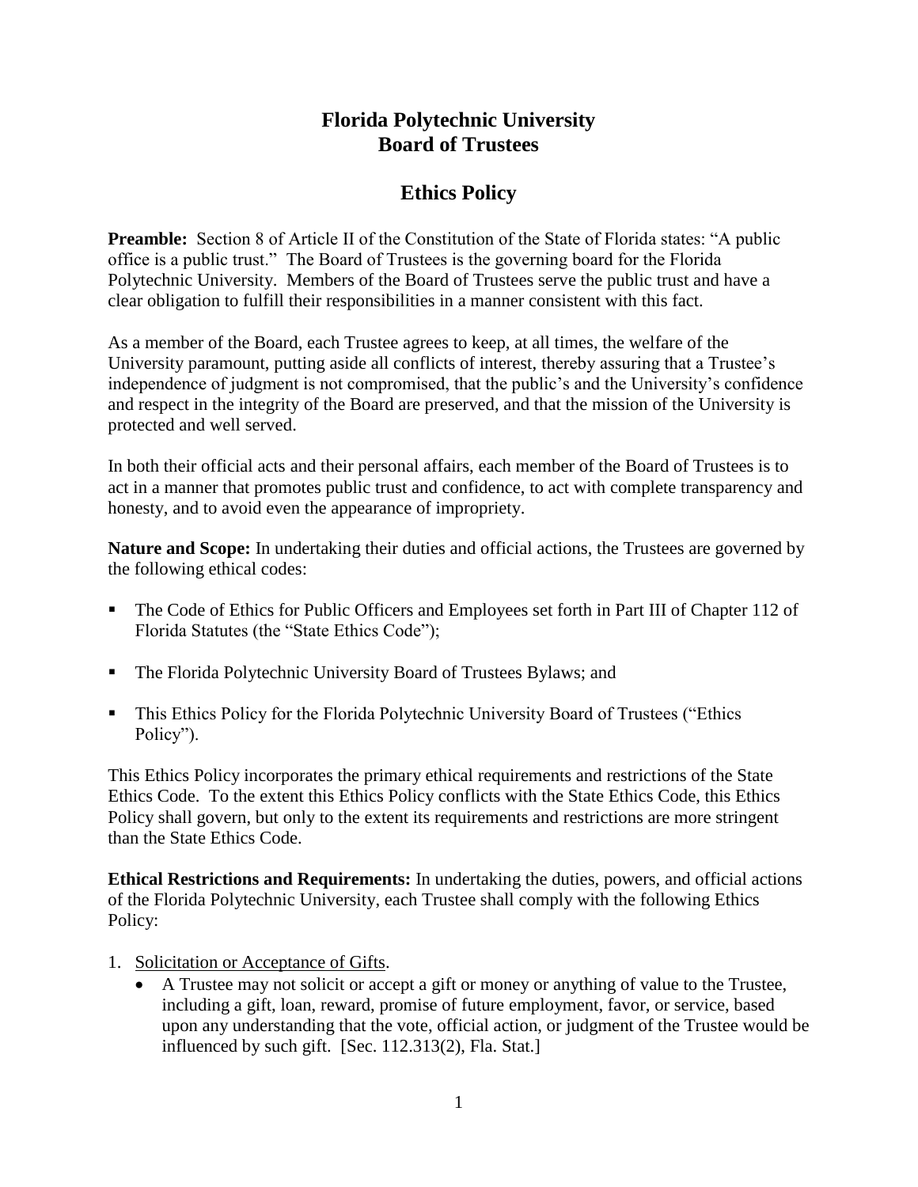# Florida Polytechnic University
# Board of Trustees

## Ethics Policy

**Preamble:** Section 8 of Article II of the Constitution of the State of Florida states: "A public office is a public trust." The Board of Trustees is the governing board for the Florida Polytechnic University. Members of the Board of Trustees serve the public trust and have a clear obligation to fulfill their responsibilities in a manner consistent with this fact.

As a member of the Board, each Trustee agrees to keep, at all times, the welfare of the University paramount, putting aside all conflicts of interest, thereby assuring that a Trustee's independence of judgment is not compromised, that the public's and the University's confidence and respect in the integrity of the Board are preserved, and that the mission of the University is protected and well served.

In both their official acts and their personal affairs, each member of the Board of Trustees is to act in a manner that promotes public trust and confidence, to act with complete transparency and honesty, and to avoid even the appearance of impropriety.

**Nature and Scope:** In undertaking their duties and official actions, the Trustees are governed by the following ethical codes:

- The Code of Ethics for Public Officers and Employees set forth in Part III of Chapter 112 of Florida Statutes (the "State Ethics Code");
- The Florida Polytechnic University Board of Trustees Bylaws; and
- This Ethics Policy for the Florida Polytechnic University Board of Trustees ("Ethics Policy").

This Ethics Policy incorporates the primary ethical requirements and restrictions of the State Ethics Code. To the extent this Ethics Policy conflicts with the State Ethics Code, this Ethics Policy shall govern, but only to the extent its requirements and restrictions are more stringent than the State Ethics Code.

**Ethical Restrictions and Requirements:** In undertaking the duties, powers, and official actions of the Florida Polytechnic University, each Trustee shall comply with the following Ethics Policy:

1. <u>Solicitation or Acceptance of Gifts</u>.
   - A Trustee may not solicit or accept a gift or money or anything of value to the Trustee, including a gift, loan, reward, promise of future employment, favor, or service, based upon any understanding that the vote, official action, or judgment of the Trustee would be influenced by such gift. [Sec. 112.313(2), Fla. Stat.]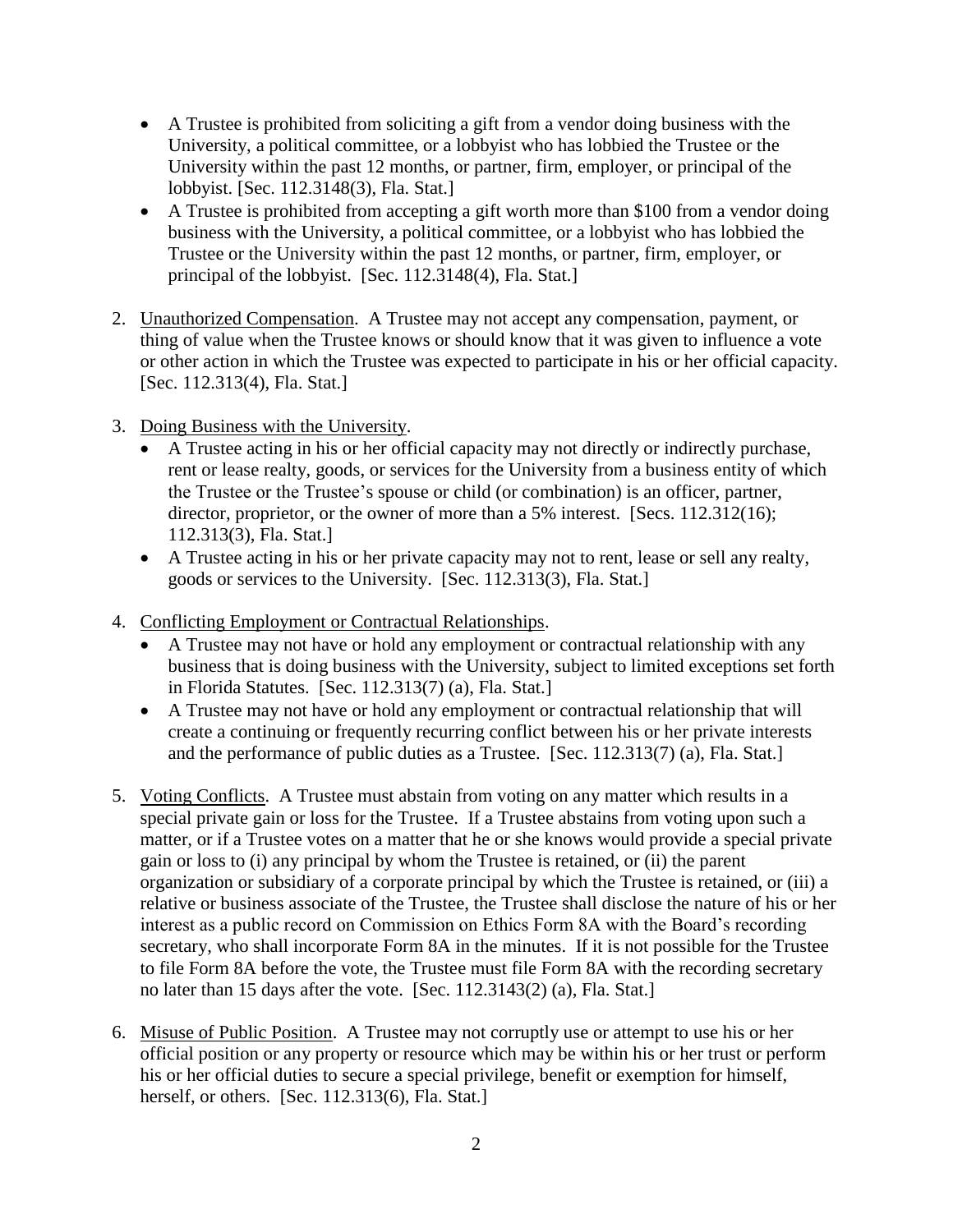- A Trustee is prohibited from soliciting a gift from a vendor doing business with the University, a political committee, or a lobbyist who has lobbied the Trustee or the University within the past 12 months, or partner, firm, employer, or principal of the lobbyist. [Sec. 112.3148(3), Fla. Stat.]
- A Trustee is prohibited from accepting a gift worth more than $100 from a vendor doing business with the University, a political committee, or a lobbyist who has lobbied the Trustee or the University within the past 12 months, or partner, firm, employer, or principal of the lobbyist. [Sec. 112.3148(4), Fla. Stat.]

2. Unauthorized Compensation. A Trustee may not accept any compensation, payment, or thing of value when the Trustee knows or should know that it was given to influence a vote or other action in which the Trustee was expected to participate in his or her official capacity. [Sec. 112.313(4), Fla. Stat.]

3. Doing Business with the University.
   - A Trustee acting in his or her official capacity may not directly or indirectly purchase, rent or lease realty, goods, or services for the University from a business entity of which the Trustee or the Trustee's spouse or child (or combination) is an officer, partner, director, proprietor, or the owner of more than a 5% interest. [Secs. 112.312(16); 112.313(3), Fla. Stat.]
   - A Trustee acting in his or her private capacity may not to rent, lease or sell any realty, goods or services to the University. [Sec. 112.313(3), Fla. Stat.]

4. Conflicting Employment or Contractual Relationships.
   - A Trustee may not have or hold any employment or contractual relationship with any business that is doing business with the University, subject to limited exceptions set forth in Florida Statutes. [Sec. 112.313(7) (a), Fla. Stat.]
   - A Trustee may not have or hold any employment or contractual relationship that will create a continuing or frequently recurring conflict between his or her private interests and the performance of public duties as a Trustee. [Sec. 112.313(7) (a), Fla. Stat.]

5. Voting Conflicts. A Trustee must abstain from voting on any matter which results in a special private gain or loss for the Trustee. If a Trustee abstains from voting upon such a matter, or if a Trustee votes on a matter that he or she knows would provide a special private gain or loss to (i) any principal by whom the Trustee is retained, or (ii) the parent organization or subsidiary of a corporate principal by which the Trustee is retained, or (iii) a relative or business associate of the Trustee, the Trustee shall disclose the nature of his or her interest as a public record on Commission on Ethics Form 8A with the Board's recording secretary, who shall incorporate Form 8A in the minutes. If it is not possible for the Trustee to file Form 8A before the vote, the Trustee must file Form 8A with the recording secretary no later than 15 days after the vote. [Sec. 112.3143(2) (a), Fla. Stat.]

6. Misuse of Public Position. A Trustee may not corruptly use or attempt to use his or her official position or any property or resource which may be within his or her trust or perform his or her official duties to secure a special privilege, benefit or exemption for himself, herself, or others. [Sec. 112.313(6), Fla. Stat.]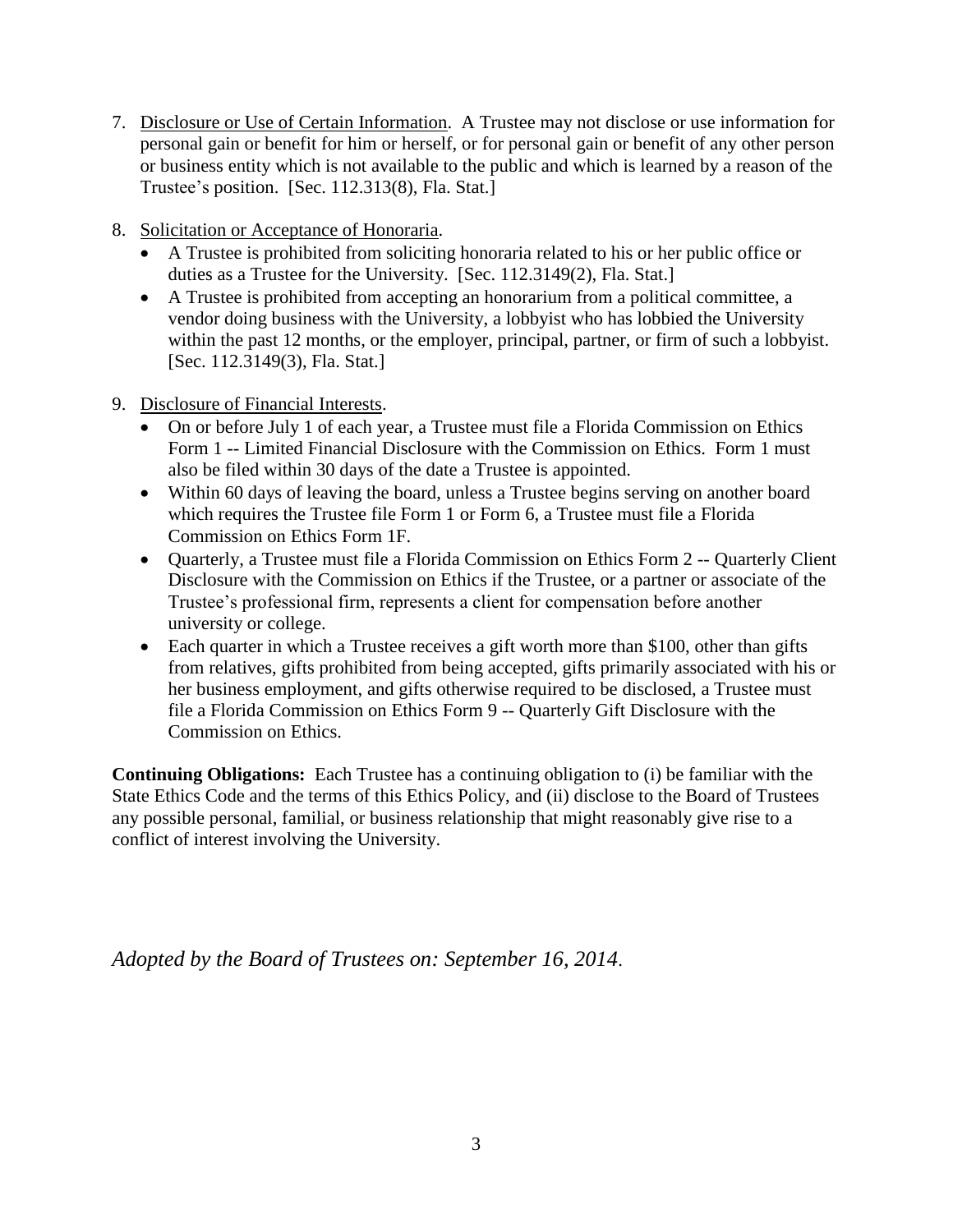7. <u>Disclosure or Use of Certain Information</u>. A Trustee may not disclose or use information for personal gain or benefit for him or herself, or for personal gain or benefit of any other person or business entity which is not available to the public and which is learned by a reason of the Trustee's position. [Sec. 112.313(8), Fla. Stat.]

8. <u>Solicitation or Acceptance of Honoraria</u>.
   - A Trustee is prohibited from soliciting honoraria related to his or her public office or duties as a Trustee for the University. [Sec. 112.3149(2), Fla. Stat.]
   - A Trustee is prohibited from accepting an honorarium from a political committee, a vendor doing business with the University, a lobbyist who has lobbied the University within the past 12 months, or the employer, principal, partner, or firm of such a lobbyist. [Sec. 112.3149(3), Fla. Stat.]

9. <u>Disclosure of Financial Interests</u>.
   - On or before July 1 of each year, a Trustee must file a Florida Commission on Ethics Form 1 -- Limited Financial Disclosure with the Commission on Ethics. Form 1 must also be filed within 30 days of the date a Trustee is appointed.
   - Within 60 days of leaving the board, unless a Trustee begins serving on another board which requires the Trustee file Form 1 or Form 6, a Trustee must file a Florida Commission on Ethics Form 1F.
   - Quarterly, a Trustee must file a Florida Commission on Ethics Form 2 -- Quarterly Client Disclosure with the Commission on Ethics if the Trustee, or a partner or associate of the Trustee's professional firm, represents a client for compensation before another university or college.
   - Each quarter in which a Trustee receives a gift worth more than $100, other than gifts from relatives, gifts prohibited from being accepted, gifts primarily associated with his or her business employment, and gifts otherwise required to be disclosed, a Trustee must file a Florida Commission on Ethics Form 9 -- Quarterly Gift Disclosure with the Commission on Ethics.

**Continuing Obligations:** Each Trustee has a continuing obligation to (i) be familiar with the State Ethics Code and the terms of this Ethics Policy, and (ii) disclose to the Board of Trustees any possible personal, familial, or business relationship that might reasonably give rise to a conflict of interest involving the University.

*Adopted by the Board of Trustees on: September 16, 2014.*